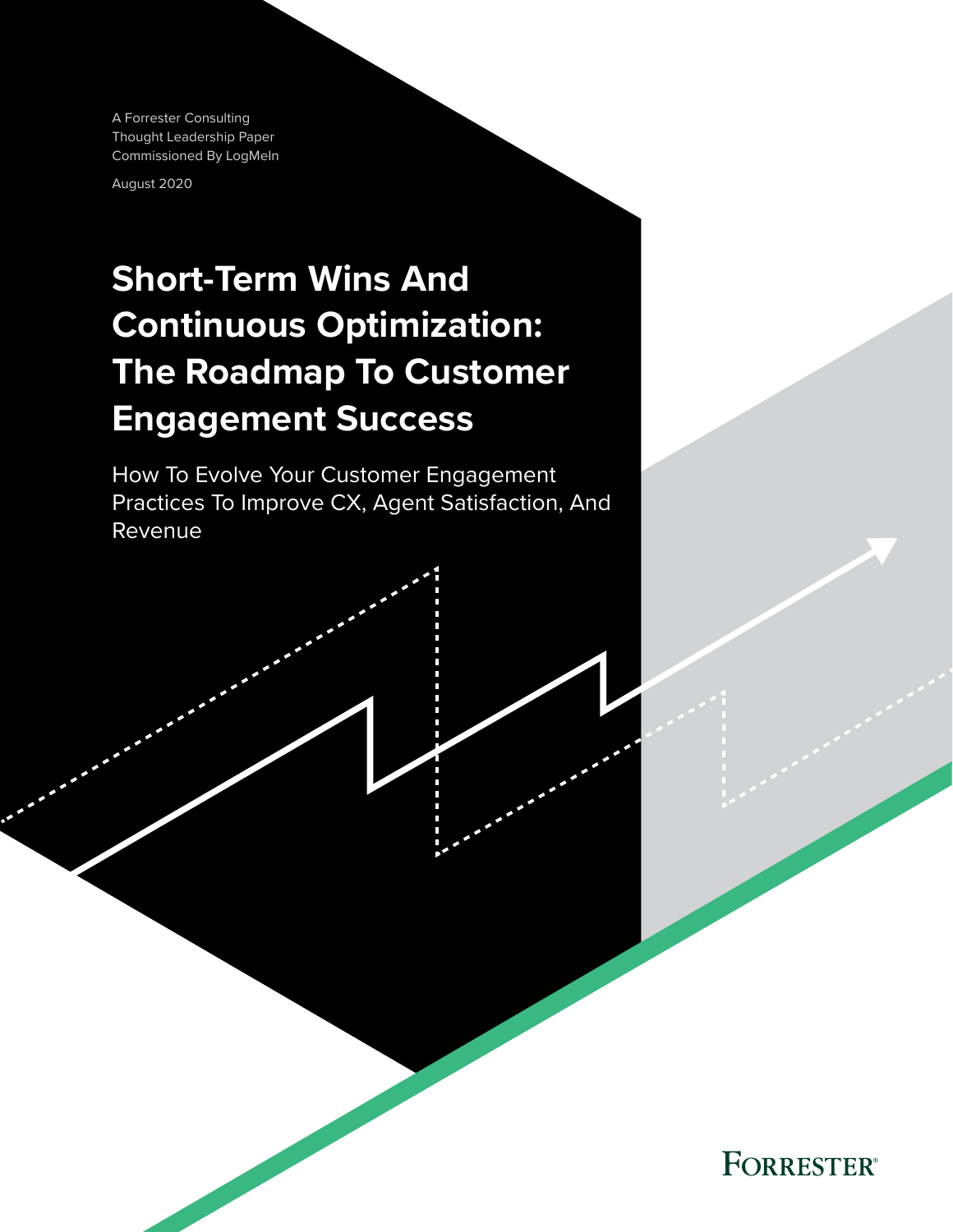A Forrester Consulting
Thought Leadership Paper
Commissioned By LogMeIn

August 2020

# Short-Term Wins And Continuous Optimization: The Roadmap To Customer Engagement Success

How To Evolve Your Customer Engagement Practices To Improve CX, Agent Satisfaction, And Revenue

FORRESTER®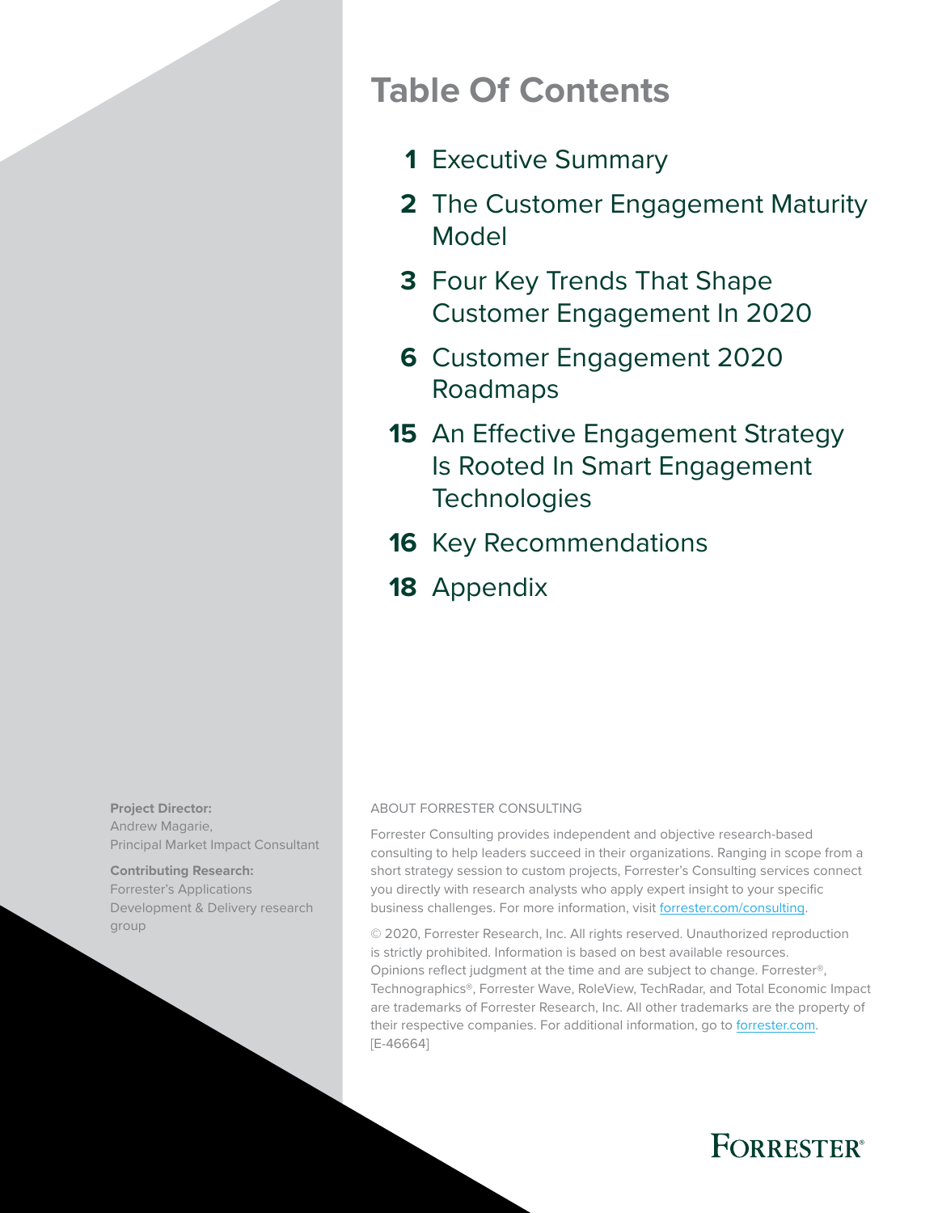# Table Of Contents

- **1** Executive Summary
- **2** The Customer Engagement Maturity Model
- **3** Four Key Trends That Shape Customer Engagement In 2020
- **6** Customer Engagement 2020 Roadmaps
- **15** An Effective Engagement Strategy Is Rooted In Smart Engagement Technologies
- **16** Key Recommendations
- **18** Appendix

**Project Director:**
Andrew Magarie,
Principal Market Impact Consultant

**Contributing Research:**
Forrester's Applications Development & Delivery research group

ABOUT FORRESTER CONSULTING

Forrester Consulting provides independent and objective research-based consulting to help leaders succeed in their organizations. Ranging in scope from a short strategy session to custom projects, Forrester's Consulting services connect you directly with research analysts who apply expert insight to your specific business challenges. For more information, visit forrester.com/consulting.

© 2020, Forrester Research, Inc. All rights reserved. Unauthorized reproduction is strictly prohibited. Information is based on best available resources. Opinions reflect judgment at the time and are subject to change. Forrester®, Technographics®, Forrester Wave, RoleView, TechRadar, and Total Economic Impact are trademarks of Forrester Research, Inc. All other trademarks are the property of their respective companies. For additional information, go to forrester.com. [E-46664]

FORRESTER®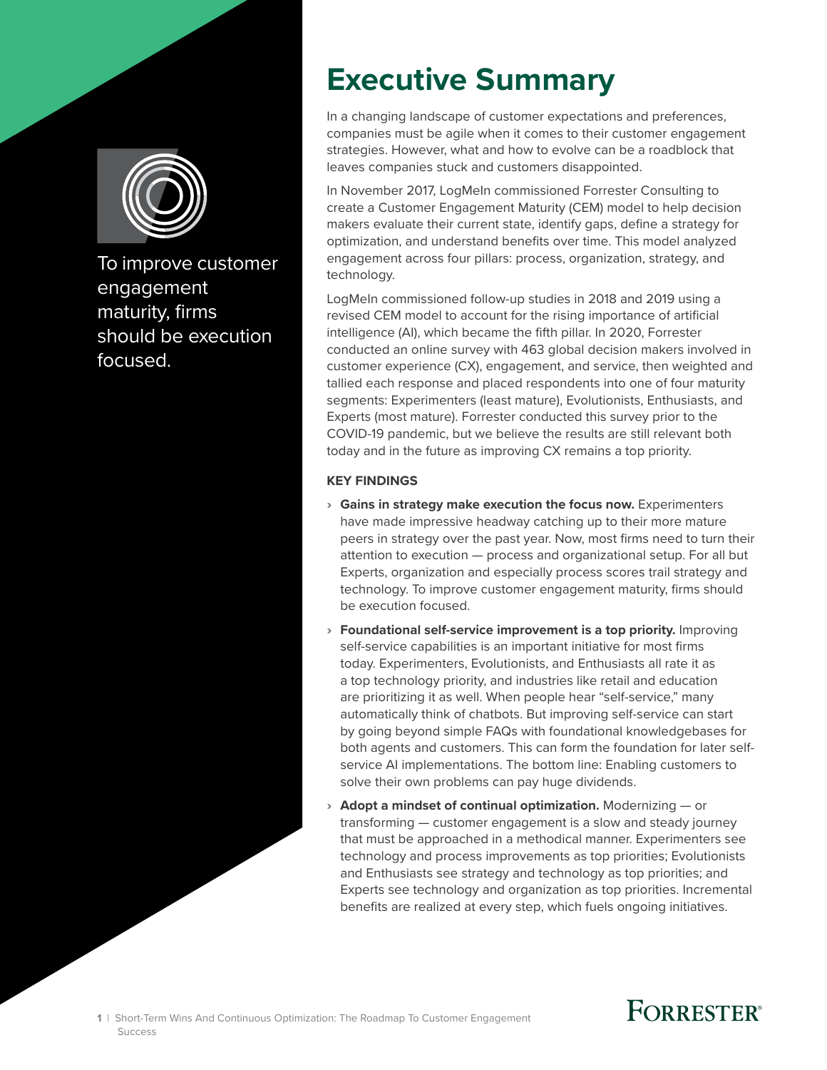To improve customer engagement maturity, firms should be execution focused.

# Executive Summary

In a changing landscape of customer expectations and preferences, companies must be agile when it comes to their customer engagement strategies. However, what and how to evolve can be a roadblock that leaves companies stuck and customers disappointed.

In November 2017, LogMeIn commissioned Forrester Consulting to create a Customer Engagement Maturity (CEM) model to help decision makers evaluate their current state, identify gaps, define a strategy for optimization, and understand benefits over time. This model analyzed engagement across four pillars: process, organization, strategy, and technology.

LogMeIn commissioned follow-up studies in 2018 and 2019 using a revised CEM model to account for the rising importance of artificial intelligence (AI), which became the fifth pillar. In 2020, Forrester conducted an online survey with 463 global decision makers involved in customer experience (CX), engagement, and service, then weighted and tallied each response and placed respondents into one of four maturity segments: Experimenters (least mature), Evolutionists, Enthusiasts, and Experts (most mature). Forrester conducted this survey prior to the COVID-19 pandemic, but we believe the results are still relevant both today and in the future as improving CX remains a top priority.

**KEY FINDINGS**

- **Gains in strategy make execution the focus now.** Experimenters have made impressive headway catching up to their more mature peers in strategy over the past year. Now, most firms need to turn their attention to execution — process and organizational setup. For all but Experts, organization and especially process scores trail strategy and technology. To improve customer engagement maturity, firms should be execution focused.
- **Foundational self-service improvement is a top priority.** Improving self-service capabilities is an important initiative for most firms today. Experimenters, Evolutionists, and Enthusiasts all rate it as a top technology priority, and industries like retail and education are prioritizing it as well. When people hear "self-service," many automatically think of chatbots. But improving self-service can start by going beyond simple FAQs with foundational knowledgebases for both agents and customers. This can form the foundation for later self-service AI implementations. The bottom line: Enabling customers to solve their own problems can pay huge dividends.
- **Adopt a mindset of continual optimization.** Modernizing — or transforming — customer engagement is a slow and steady journey that must be approached in a methodical manner. Experimenters see technology and process improvements as top priorities; Evolutionists and Enthusiasts see strategy and technology as top priorities; and Experts see technology and organization as top priorities. Incremental benefits are realized at every step, which fuels ongoing initiatives.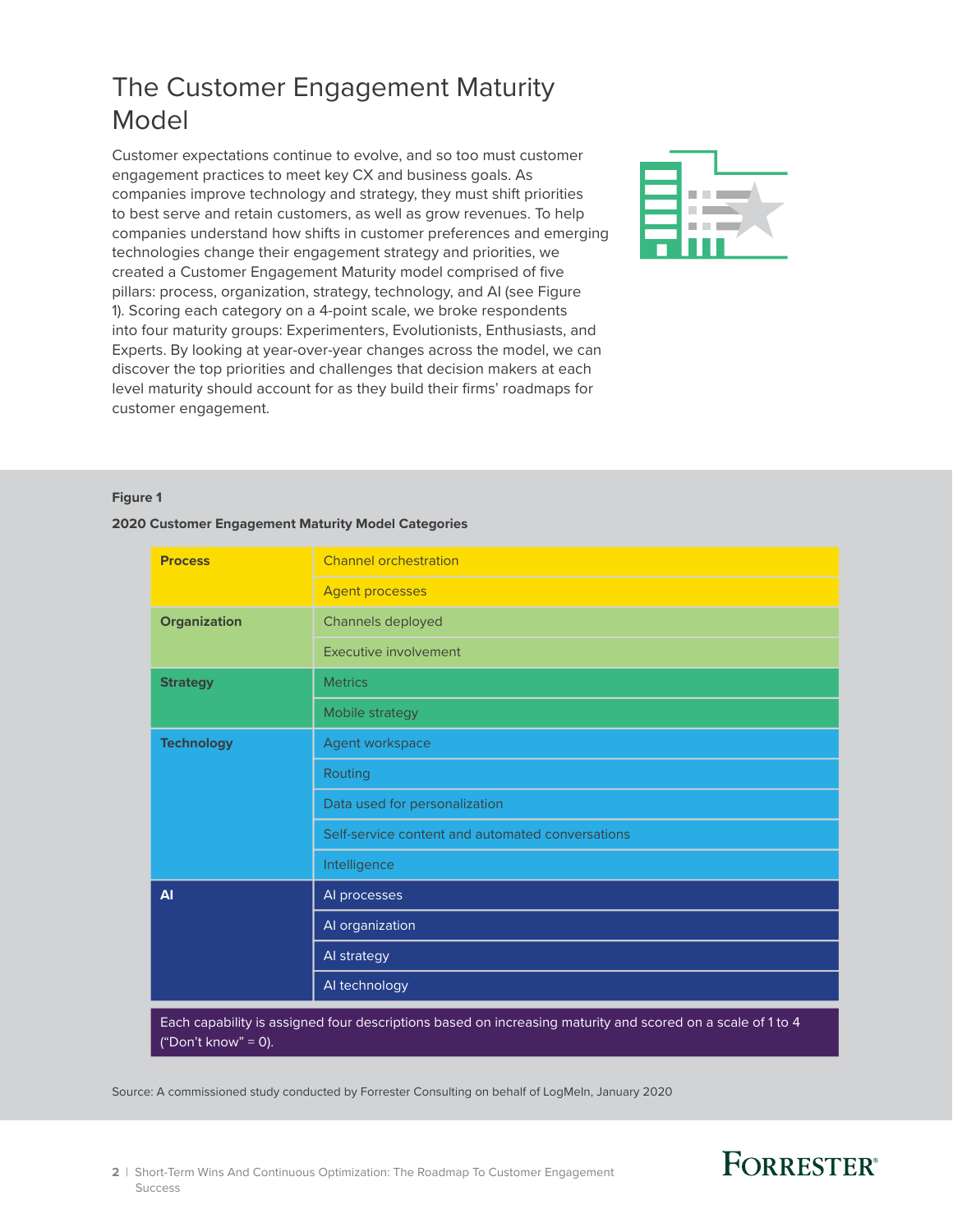# The Customer Engagement Maturity Model

Customer expectations continue to evolve, and so too must customer engagement practices to meet key CX and business goals. As companies improve technology and strategy, they must shift priorities to best serve and retain customers, as well as grow revenues. To help companies understand how shifts in customer preferences and emerging technologies change their engagement strategy and priorities, we created a Customer Engagement Maturity model comprised of five pillars: process, organization, strategy, technology, and AI (see Figure 1). Scoring each category on a 4-point scale, we broke respondents into four maturity groups: Experimenters, Evolutionists, Enthusiasts, and Experts. By looking at year-over-year changes across the model, we can discover the top priorities and challenges that decision makers at each level maturity should account for as they build their firms' roadmaps for customer engagement.

**Figure 1**

**2020 Customer Engagement Maturity Model Categories**

| Category | Capability |
|---|---|
| **Process** | Channel orchestration |
| | Agent processes |
| **Organization** | Channels deployed |
| | Executive involvement |
| **Strategy** | Metrics |
| | Mobile strategy |
| **Technology** | Agent workspace |
| | Routing |
| | Data used for personalization |
| | Self-service content and automated conversations |
| | Intelligence |
| **AI** | AI processes |
| | AI organization |
| | AI strategy |
| | AI technology |

Each capability is assigned four descriptions based on increasing maturity and scored on a scale of 1 to 4 ("Don't know" = 0).

Source: A commissioned study conducted by Forrester Consulting on behalf of LogMeIn, January 2020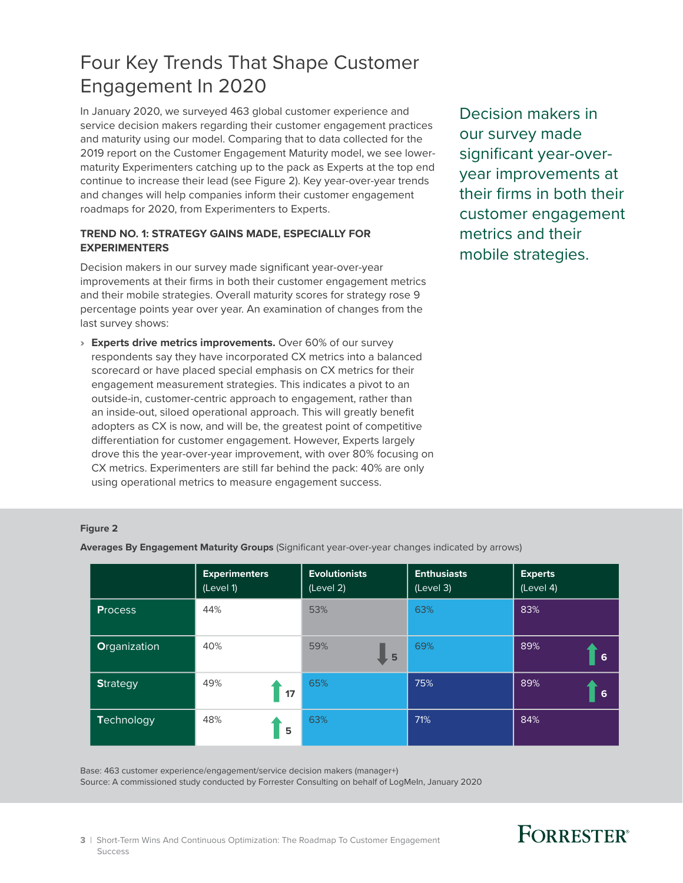# Four Key Trends That Shape Customer Engagement In 2020

In January 2020, we surveyed 463 global customer experience and service decision makers regarding their customer engagement practices and maturity using our model. Comparing that to data collected for the 2019 report on the Customer Engagement Maturity model, we see lower-maturity Experimenters catching up to the pack as Experts at the top end continue to increase their lead (see Figure 2). Key year-over-year trends and changes will help companies inform their customer engagement roadmaps for 2020, from Experimenters to Experts.

Decision makers in our survey made significant year-over-year improvements at their firms in both their customer engagement metrics and their mobile strategies.

### TREND NO. 1: STRATEGY GAINS MADE, ESPECIALLY FOR EXPERIMENTERS

Decision makers in our survey made significant year-over-year improvements at their firms in both their customer engagement metrics and their mobile strategies. Overall maturity scores for strategy rose 9 percentage points year over year. An examination of changes from the last survey shows:

- **Experts drive metrics improvements.** Over 60% of our survey respondents say they have incorporated CX metrics into a balanced scorecard or have placed special emphasis on CX metrics for their engagement measurement strategies. This indicates a pivot to an outside-in, customer-centric approach to engagement, rather than an inside-out, siloed operational approach. This will greatly benefit adopters as CX is now, and will be, the greatest point of competitive differentiation for customer engagement. However, Experts largely drove this the year-over-year improvement, with over 80% focusing on CX metrics. Experimenters are still far behind the pack: 40% are only using operational metrics to measure engagement success.

**Figure 2**

**Averages By Engagement Maturity Groups** (Significant year-over-year changes indicated by arrows)

| | Experimenters (Level 1) | Evolutionists (Level 2) | Enthusiasts (Level 3) | Experts (Level 4) |
|---|---|---|---|---|
| Process | 44% | 53% | 63% | 83% |
| Organization | 40% | 59% (↓5) | 69% | 89% (↑6) |
| Strategy | 49% (↑17) | 65% | 75% | 89% (↑6) |
| Technology | 48% (↑5) | 63% | 71% | 84% |

Base: 463 customer experience/engagement/service decision makers (manager+)

Source: A commissioned study conducted by Forrester Consulting on behalf of LogMeIn, January 2020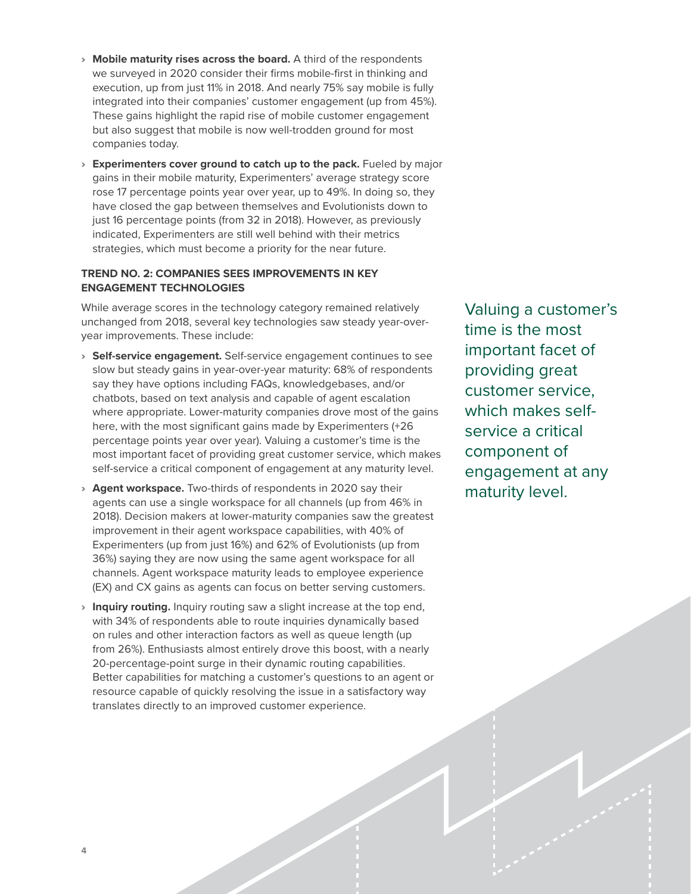- **Mobile maturity rises across the board.** A third of the respondents we surveyed in 2020 consider their firms mobile-first in thinking and execution, up from just 11% in 2018. And nearly 75% say mobile is fully integrated into their companies' customer engagement (up from 45%). These gains highlight the rapid rise of mobile customer engagement but also suggest that mobile is now well-trodden ground for most companies today.
- **Experimenters cover ground to catch up to the pack.** Fueled by major gains in their mobile maturity, Experimenters' average strategy score rose 17 percentage points year over year, up to 49%. In doing so, they have closed the gap between themselves and Evolutionists down to just 16 percentage points (from 32 in 2018). However, as previously indicated, Experimenters are still well behind with their metrics strategies, which must become a priority for the near future.

#### TREND NO. 2: COMPANIES SEES IMPROVEMENTS IN KEY ENGAGEMENT TECHNOLOGIES

While average scores in the technology category remained relatively unchanged from 2018, several key technologies saw steady year-over-year improvements. These include:

- **Self-service engagement.** Self-service engagement continues to see slow but steady gains in year-over-year maturity: 68% of respondents say they have options including FAQs, knowledgebases, and/or chatbots, based on text analysis and capable of agent escalation where appropriate. Lower-maturity companies drove most of the gains here, with the most significant gains made by Experimenters (+26 percentage points year over year). Valuing a customer's time is the most important facet of providing great customer service, which makes self-service a critical component of engagement at any maturity level.
- **Agent workspace.** Two-thirds of respondents in 2020 say their agents can use a single workspace for all channels (up from 46% in 2018). Decision makers at lower-maturity companies saw the greatest improvement in their agent workspace capabilities, with 40% of Experimenters (up from just 16%) and 62% of Evolutionists (up from 36%) saying they are now using the same agent workspace for all channels. Agent workspace maturity leads to employee experience (EX) and CX gains as agents can focus on better serving customers.
- **Inquiry routing.** Inquiry routing saw a slight increase at the top end, with 34% of respondents able to route inquiries dynamically based on rules and other interaction factors as well as queue length (up from 26%). Enthusiasts almost entirely drove this boost, with a nearly 20-percentage-point surge in their dynamic routing capabilities. Better capabilities for matching a customer's questions to an agent or resource capable of quickly resolving the issue in a satisfactory way translates directly to an improved customer experience.

Valuing a customer's time is the most important facet of providing great customer service, which makes self-service a critical component of engagement at any maturity level.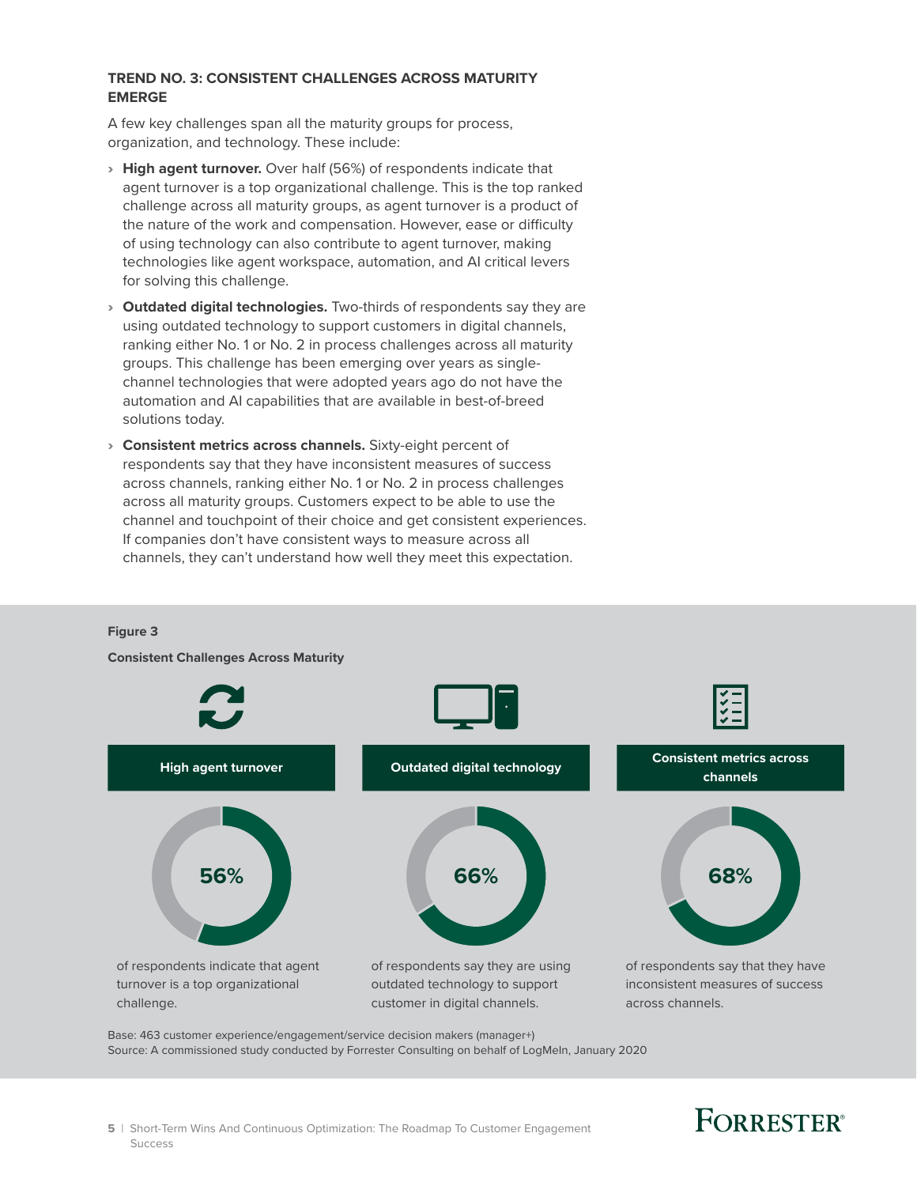### TREND NO. 3: CONSISTENT CHALLENGES ACROSS MATURITY EMERGE

A few key challenges span all the maturity groups for process, organization, and technology. These include:

- **High agent turnover.** Over half (56%) of respondents indicate that agent turnover is a top organizational challenge. This is the top ranked challenge across all maturity groups, as agent turnover is a product of the nature of the work and compensation. However, ease or difficulty of using technology can also contribute to agent turnover, making technologies like agent workspace, automation, and AI critical levers for solving this challenge.
- **Outdated digital technologies.** Two-thirds of respondents say they are using outdated technology to support customers in digital channels, ranking either No. 1 or No. 2 in process challenges across all maturity groups. This challenge has been emerging over years as single-channel technologies that were adopted years ago do not have the automation and AI capabilities that are available in best-of-breed solutions today.
- **Consistent metrics across channels.** Sixty-eight percent of respondents say that they have inconsistent measures of success across channels, ranking either No. 1 or No. 2 in process challenges across all maturity groups. Customers expect to be able to use the channel and touchpoint of their choice and get consistent experiences. If companies don't have consistent ways to measure across all channels, they can't understand how well they meet this expectation.

**Figure 3**

**Consistent Challenges Across Maturity**

| High agent turnover | Outdated digital technology | Consistent metrics across channels |
|---|---|---|
| 56% | 66% | 68% |
| of respondents indicate that agent turnover is a top organizational challenge. | of respondents say they are using outdated technology to support customer in digital channels. | of respondents say that they have inconsistent measures of success across channels. |

Base: 463 customer experience/engagement/service decision makers (manager+)
Source: A commissioned study conducted by Forrester Consulting on behalf of LogMeIn, January 2020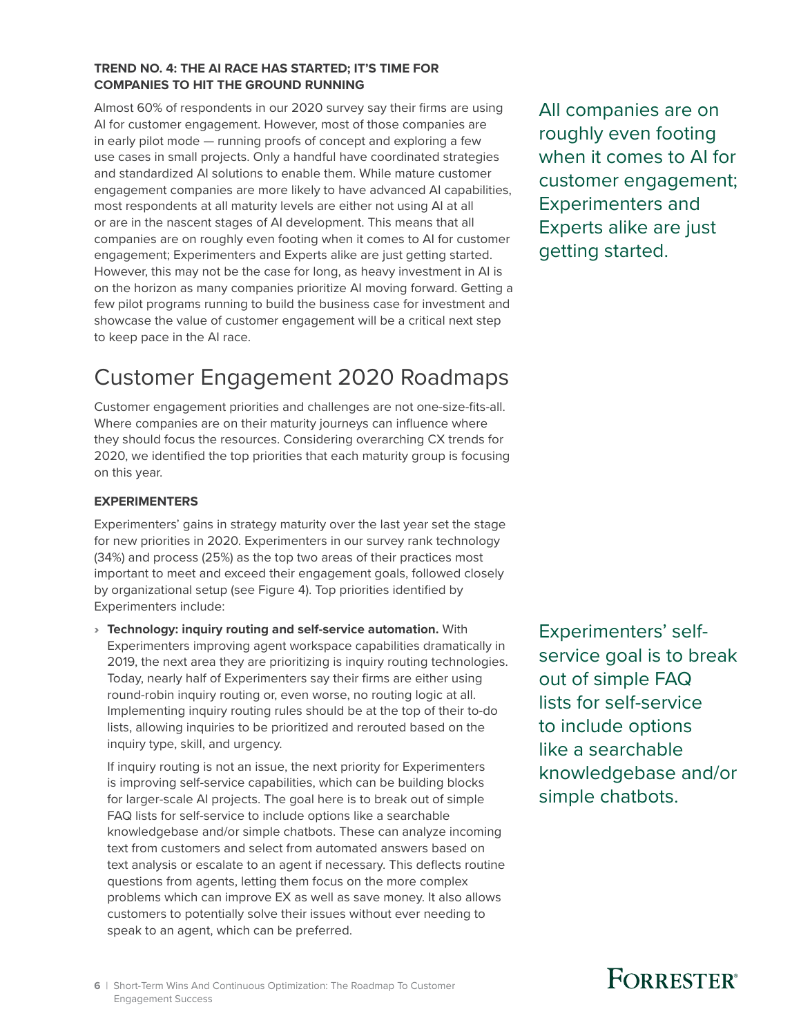**TREND NO. 4: THE AI RACE HAS STARTED; IT'S TIME FOR COMPANIES TO HIT THE GROUND RUNNING**

Almost 60% of respondents in our 2020 survey say their firms are using AI for customer engagement. However, most of those companies are in early pilot mode — running proofs of concept and exploring a few use cases in small projects. Only a handful have coordinated strategies and standardized AI solutions to enable them. While mature customer engagement companies are more likely to have advanced AI capabilities, most respondents at all maturity levels are either not using AI at all or are in the nascent stages of AI development. This means that all companies are on roughly even footing when it comes to AI for customer engagement; Experimenters and Experts alike are just getting started. However, this may not be the case for long, as heavy investment in AI is on the horizon as many companies prioritize AI moving forward. Getting a few pilot programs running to build the business case for investment and showcase the value of customer engagement will be a critical next step to keep pace in the AI race.

All companies are on roughly even footing when it comes to AI for customer engagement; Experimenters and Experts alike are just getting started.

## Customer Engagement 2020 Roadmaps

Customer engagement priorities and challenges are not one-size-fits-all. Where companies are on their maturity journeys can influence where they should focus the resources. Considering overarching CX trends for 2020, we identified the top priorities that each maturity group is focusing on this year.

**EXPERIMENTERS**

Experimenters' gains in strategy maturity over the last year set the stage for new priorities in 2020. Experimenters in our survey rank technology (34%) and process (25%) as the top two areas of their practices most important to meet and exceed their engagement goals, followed closely by organizational setup (see Figure 4). Top priorities identified by Experimenters include:

- **Technology: inquiry routing and self-service automation.** With Experimenters improving agent workspace capabilities dramatically in 2019, the next area they are prioritizing is inquiry routing technologies. Today, nearly half of Experimenters say their firms are either using round-robin inquiry routing or, even worse, no routing logic at all. Implementing inquiry routing rules should be at the top of their to-do lists, allowing inquiries to be prioritized and rerouted based on the inquiry type, skill, and urgency.

  If inquiry routing is not an issue, the next priority for Experimenters is improving self-service capabilities, which can be building blocks for larger-scale AI projects. The goal here is to break out of simple FAQ lists for self-service to include options like a searchable knowledgebase and/or simple chatbots. These can analyze incoming text from customers and select from automated answers based on text analysis or escalate to an agent if necessary. This deflects routine questions from agents, letting them focus on the more complex problems which can improve EX as well as save money. It also allows customers to potentially solve their issues without ever needing to speak to an agent, which can be preferred.

Experimenters' self-service goal is to break out of simple FAQ lists for self-service to include options like a searchable knowledgebase and/or simple chatbots.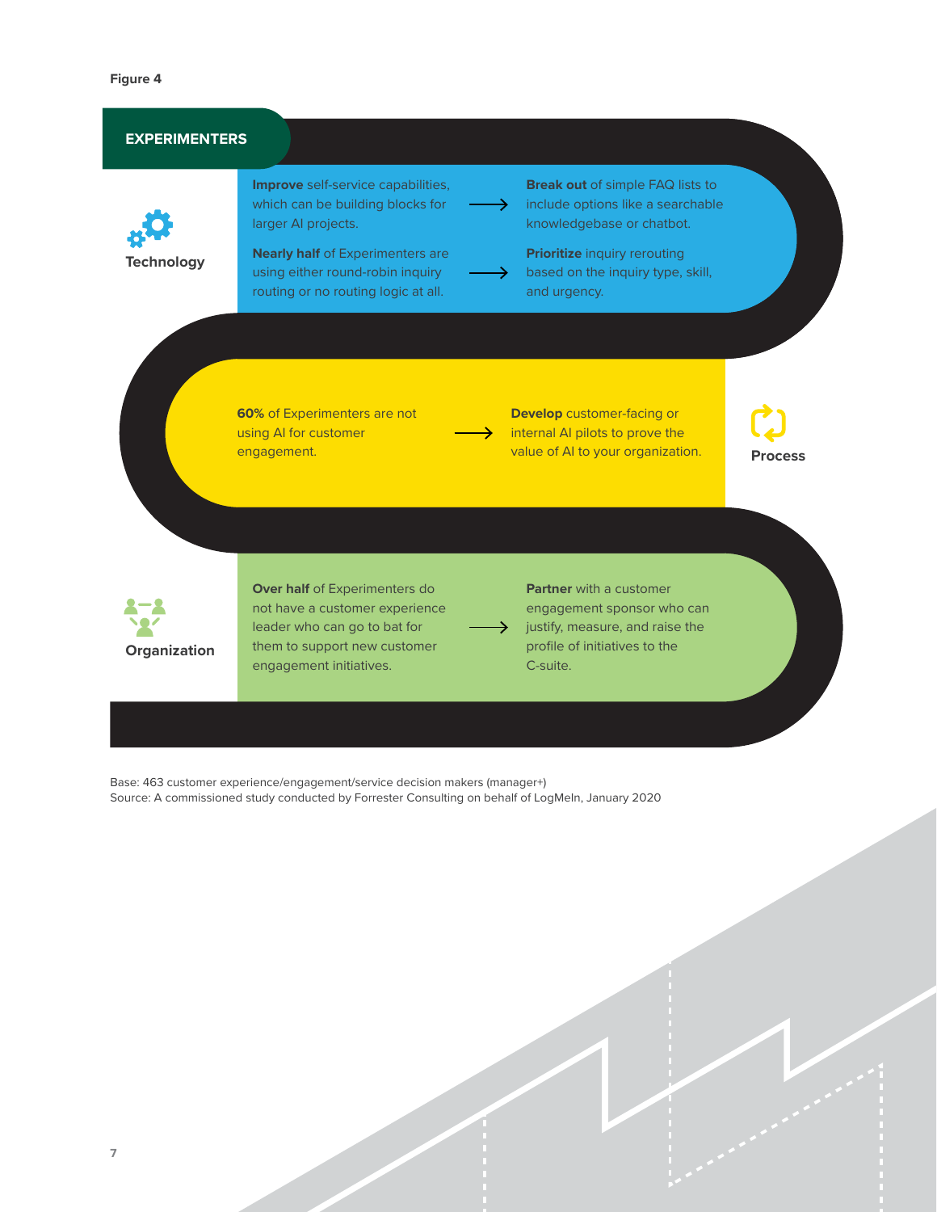Figure 4

## EXPERIMENTERS

### Technology

**Improve** self-service capabilities, which can be building blocks for larger AI projects. → **Break out** of simple FAQ lists to include options like a searchable knowledgebase or chatbot.

**Nearly half** of Experimenters are using either round-robin inquiry routing or no routing logic at all. → **Prioritize** inquiry rerouting based on the inquiry type, skill, and urgency.

### Process

**60%** of Experimenters are not using AI for customer engagement. → **Develop** customer-facing or internal AI pilots to prove the value of AI to your organization.

### Organization

**Over half** of Experimenters do not have a customer experience leader who can go to bat for them to support new customer engagement initiatives. → **Partner** with a customer engagement sponsor who can justify, measure, and raise the profile of initiatives to the C-suite.

Base: 463 customer experience/engagement/service decision makers (manager+)
Source: A commissioned study conducted by Forrester Consulting on behalf of LogMeIn, January 2020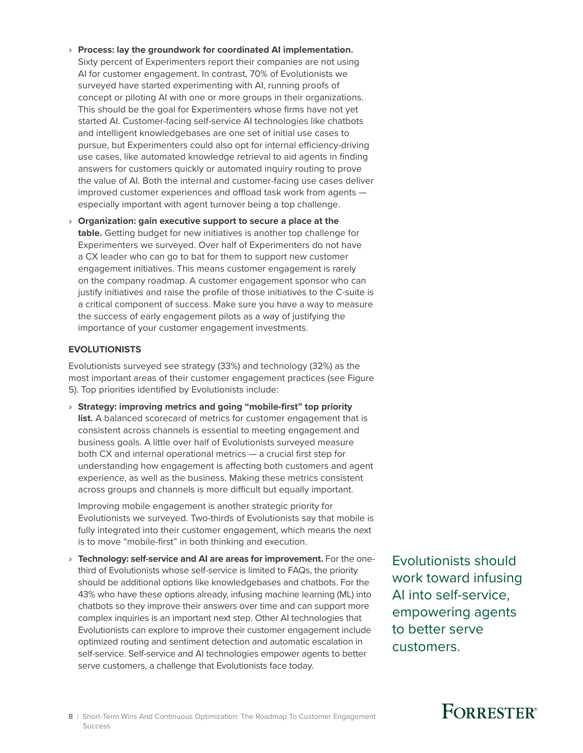- **Process: lay the groundwork for coordinated AI implementation.** Sixty percent of Experimenters report their companies are not using AI for customer engagement. In contrast, 70% of Evolutionists we surveyed have started experimenting with AI, running proofs of concept or piloting AI with one or more groups in their organizations. This should be the goal for Experimenters whose firms have not yet started AI. Customer-facing self-service AI technologies like chatbots and intelligent knowledgebases are one set of initial use cases to pursue, but Experimenters could also opt for internal efficiency-driving use cases, like automated knowledge retrieval to aid agents in finding answers for customers quickly or automated inquiry routing to prove the value of AI. Both the internal and customer-facing use cases deliver improved customer experiences and offload task work from agents — especially important with agent turnover being a top challenge.
- **Organization: gain executive support to secure a place at the table.** Getting budget for new initiatives is another top challenge for Experimenters we surveyed. Over half of Experimenters do not have a CX leader who can go to bat for them to support new customer engagement initiatives. This means customer engagement is rarely on the company roadmap. A customer engagement sponsor who can justify initiatives and raise the profile of those initiatives to the C-suite is a critical component of success. Make sure you have a way to measure the success of early engagement pilots as a way of justifying the importance of your customer engagement investments.

### EVOLUTIONISTS

Evolutionists surveyed see strategy (33%) and technology (32%) as the most important areas of their customer engagement practices (see Figure 5). Top priorities identified by Evolutionists include:

- **Strategy: improving metrics and going "mobile-first" top priority list.** A balanced scorecard of metrics for customer engagement that is consistent across channels is essential to meeting engagement and business goals. A little over half of Evolutionists surveyed measure both CX and internal operational metrics — a crucial first step for understanding how engagement is affecting both customers and agent experience, as well as the business. Making these metrics consistent across groups and channels is more difficult but equally important.

  Improving mobile engagement is another strategic priority for Evolutionists we surveyed. Two-thirds of Evolutionists say that mobile is fully integrated into their customer engagement, which means the next is to move "mobile-first" in both thinking and execution.

- **Technology: self-service and AI are areas for improvement.** For the one-third of Evolutionists whose self-service is limited to FAQs, the priority should be additional options like knowledgebases and chatbots. For the 43% who have these options already, infusing machine learning (ML) into chatbots so they improve their answers over time and can support more complex inquiries is an important next step. Other AI technologies that Evolutionists can explore to improve their customer engagement include optimized routing and sentiment detection and automatic escalation in self-service. Self-service and AI technologies empower agents to better serve customers, a challenge that Evolutionists face today.

Evolutionists should work toward infusing AI into self-service, empowering agents to better serve customers.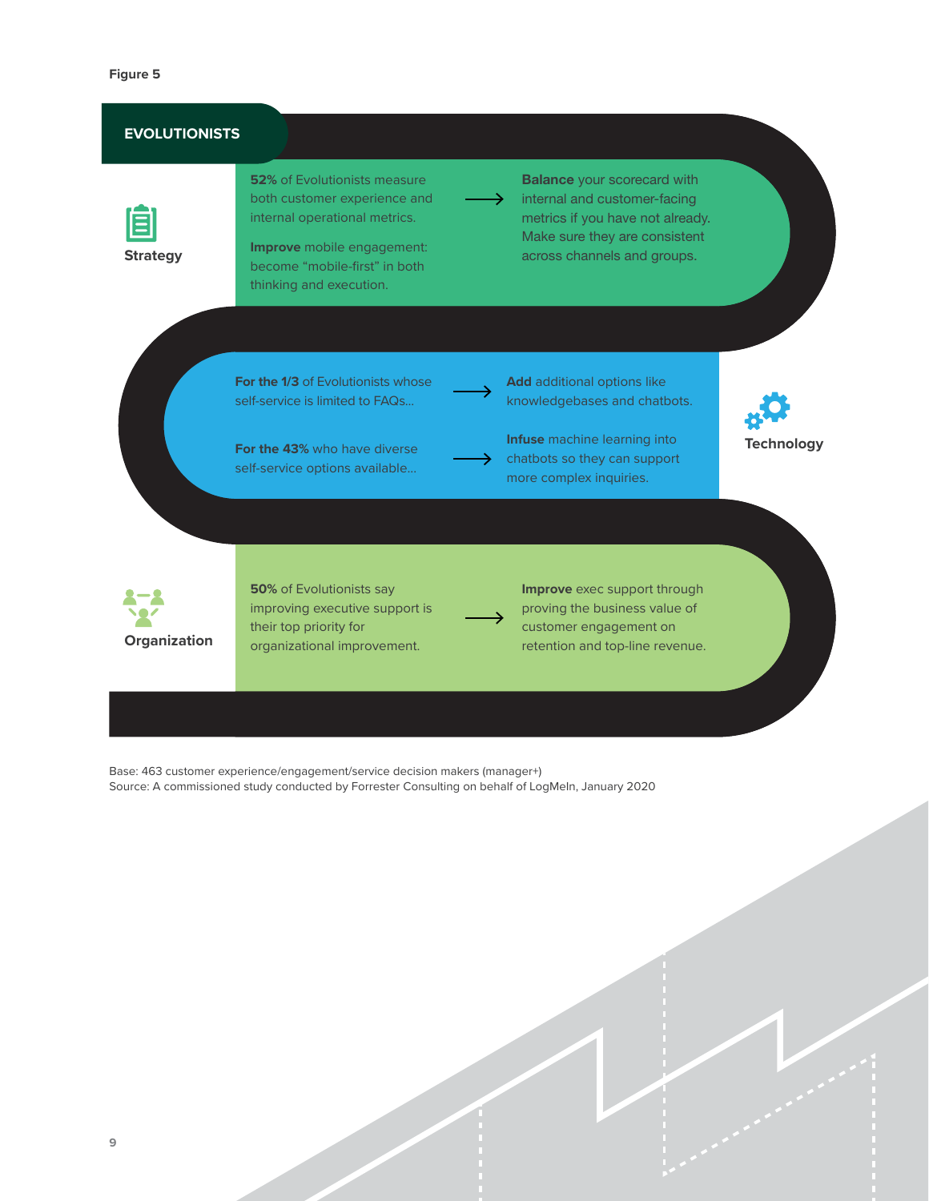Figure 5

## EVOLUTIONISTS

### Strategy

**52%** of Evolutionists measure both customer experience and internal operational metrics. → **Balance** your scorecard with internal and customer-facing metrics if you have not already. Make sure they are consistent across channels and groups.

**Improve** mobile engagement: become "mobile-first" in both thinking and execution.

### Technology

**For the 1/3** of Evolutionists whose self-service is limited to FAQs… → **Add** additional options like knowledgebases and chatbots.

**For the 43%** who have diverse self-service options available… → **Infuse** machine learning into chatbots so they can support more complex inquiries.

### Organization

**50%** of Evolutionists say improving executive support is their top priority for organizational improvement. → **Improve** exec support through proving the business value of customer engagement on retention and top-line revenue.

Base: 463 customer experience/engagement/service decision makers (manager+)
Source: A commissioned study conducted by Forrester Consulting on behalf of LogMeIn, January 2020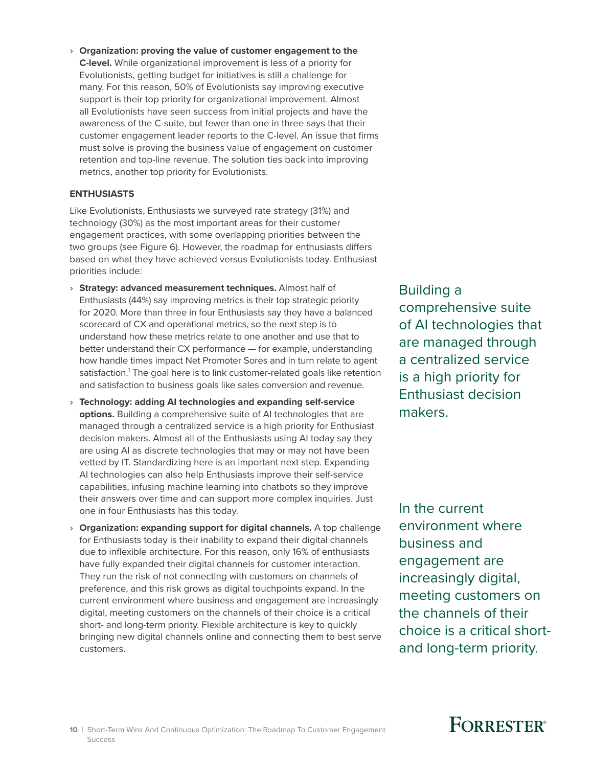- **Organization: proving the value of customer engagement to the C-level.** While organizational improvement is less of a priority for Evolutionists, getting budget for initiatives is still a challenge for many. For this reason, 50% of Evolutionists say improving executive support is their top priority for organizational improvement. Almost all Evolutionists have seen success from initial projects and have the awareness of the C-suite, but fewer than one in three says that their customer engagement leader reports to the C-level. An issue that firms must solve is proving the business value of engagement on customer retention and top-line revenue. The solution ties back into improving metrics, another top priority for Evolutionists.

### ENTHUSIASTS

Like Evolutionists, Enthusiasts we surveyed rate strategy (31%) and technology (30%) as the most important areas for their customer engagement practices, with some overlapping priorities between the two groups (see Figure 6). However, the roadmap for enthusiasts differs based on what they have achieved versus Evolutionists today. Enthusiast priorities include:

- **Strategy: advanced measurement techniques.** Almost half of Enthusiasts (44%) say improving metrics is their top strategic priority for 2020. More than three in four Enthusiasts say they have a balanced scorecard of CX and operational metrics, so the next step is to understand how these metrics relate to one another and use that to better understand their CX performance — for example, understanding how handle times impact Net Promoter Sores and in turn relate to agent satisfaction.[1] The goal here is to link customer-related goals like retention and satisfaction to business goals like sales conversion and revenue.
- **Technology: adding AI technologies and expanding self-service options.** Building a comprehensive suite of AI technologies that are managed through a centralized service is a high priority for Enthusiast decision makers. Almost all of the Enthusiasts using AI today say they are using AI as discrete technologies that may or may not have been vetted by IT. Standardizing here is an important next step. Expanding AI technologies can also help Enthusiasts improve their self-service capabilities, infusing machine learning into chatbots so they improve their answers over time and can support more complex inquiries. Just one in four Enthusiasts has this today.
- **Organization: expanding support for digital channels.** A top challenge for Enthusiasts today is their inability to expand their digital channels due to inflexible architecture. For this reason, only 16% of enthusiasts have fully expanded their digital channels for customer interaction. They run the risk of not connecting with customers on channels of preference, and this risk grows as digital touchpoints expand. In the current environment where business and engagement are increasingly digital, meeting customers on the channels of their choice is a critical short- and long-term priority. Flexible architecture is key to quickly bringing new digital channels online and connecting them to best serve customers.

Building a comprehensive suite of AI technologies that are managed through a centralized service is a high priority for Enthusiast decision makers.

In the current environment where business and engagement are increasingly digital, meeting customers on the channels of their choice is a critical short- and long-term priority.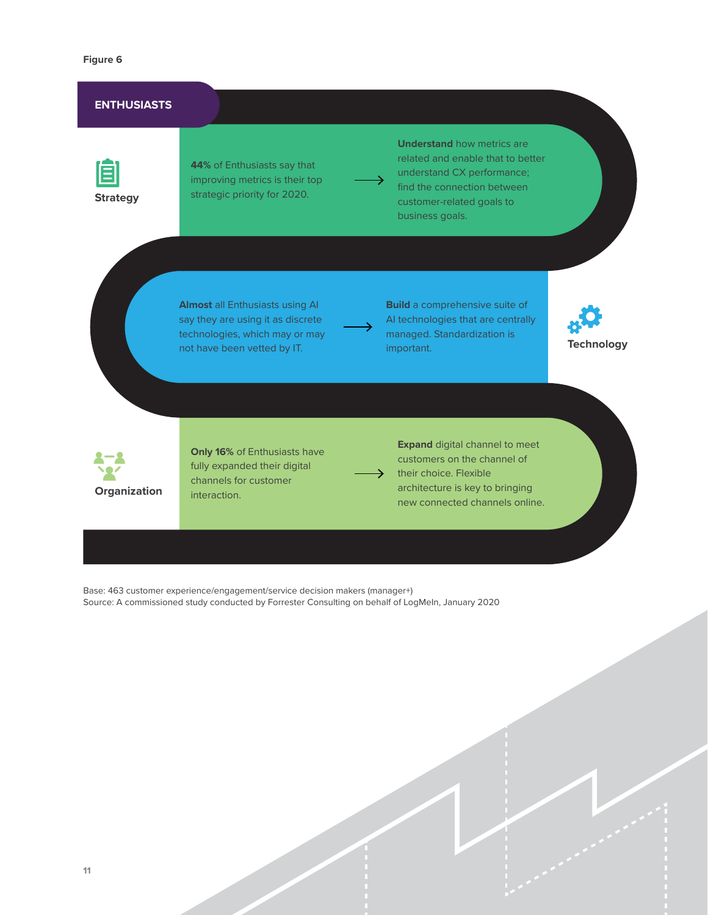Figure 6

**ENTHUSIASTS**

| | Finding | | Recommendation |
|---|---|---|---|
| **Strategy** | **44%** of Enthusiasts say that improving metrics is their top strategic priority for 2020. | → | **Understand** how metrics are related and enable that to better understand CX performance; find the connection between customer-related goals to business goals. |
| **Technology** | **Almost** all Enthusiasts using AI say they are using it as discrete technologies, which may or may not have been vetted by IT. | → | **Build** a comprehensive suite of AI technologies that are centrally managed. Standardization is important. |
| **Organization** | **Only 16%** of Enthusiasts have fully expanded their digital channels for customer interaction. | → | **Expand** digital channel to meet customers on the channel of their choice. Flexible architecture is key to bringing new connected channels online. |

Base: 463 customer experience/engagement/service decision makers (manager+)
Source: A commissioned study conducted by Forrester Consulting on behalf of LogMeIn, January 2020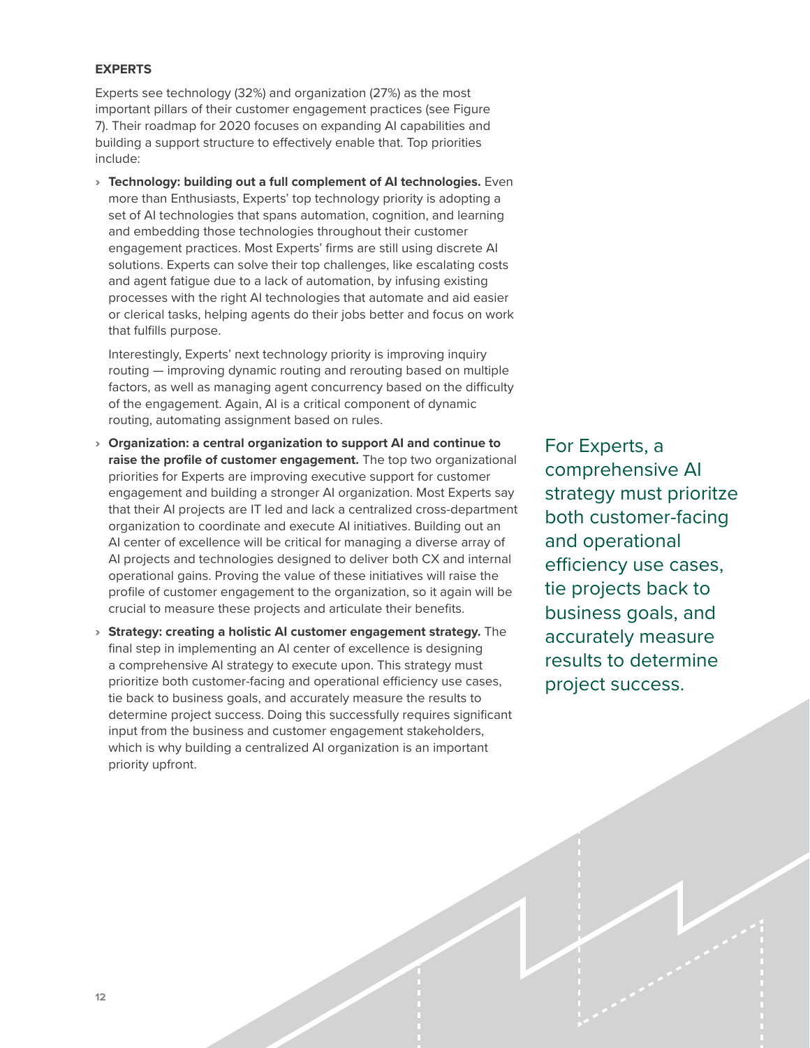**EXPERTS**

Experts see technology (32%) and organization (27%) as the most important pillars of their customer engagement practices (see Figure 7). Their roadmap for 2020 focuses on expanding AI capabilities and building a support structure to effectively enable that. Top priorities include:

- **Technology: building out a full complement of AI technologies.** Even more than Enthusiasts, Experts' top technology priority is adopting a set of AI technologies that spans automation, cognition, and learning and embedding those technologies throughout their customer engagement practices. Most Experts' firms are still using discrete AI solutions. Experts can solve their top challenges, like escalating costs and agent fatigue due to a lack of automation, by infusing existing processes with the right AI technologies that automate and aid easier or clerical tasks, helping agents do their jobs better and focus on work that fulfills purpose.

  Interestingly, Experts' next technology priority is improving inquiry routing — improving dynamic routing and rerouting based on multiple factors, as well as managing agent concurrency based on the difficulty of the engagement. Again, AI is a critical component of dynamic routing, automating assignment based on rules.

- **Organization: a central organization to support AI and continue to raise the profile of customer engagement.** The top two organizational priorities for Experts are improving executive support for customer engagement and building a stronger AI organization. Most Experts say that their AI projects are IT led and lack a centralized cross-department organization to coordinate and execute AI initiatives. Building out an AI center of excellence will be critical for managing a diverse array of AI projects and technologies designed to deliver both CX and internal operational gains. Proving the value of these initiatives will raise the profile of customer engagement to the organization, so it again will be crucial to measure these projects and articulate their benefits.

- **Strategy: creating a holistic AI customer engagement strategy.** The final step in implementing an AI center of excellence is designing a comprehensive AI strategy to execute upon. This strategy must prioritize both customer-facing and operational efficiency use cases, tie back to business goals, and accurately measure the results to determine project success. Doing this successfully requires significant input from the business and customer engagement stakeholders, which is why building a centralized AI organization is an important priority upfront.

For Experts, a comprehensive AI strategy must prioritze both customer-facing and operational efficiency use cases, tie projects back to business goals, and accurately measure results to determine project success.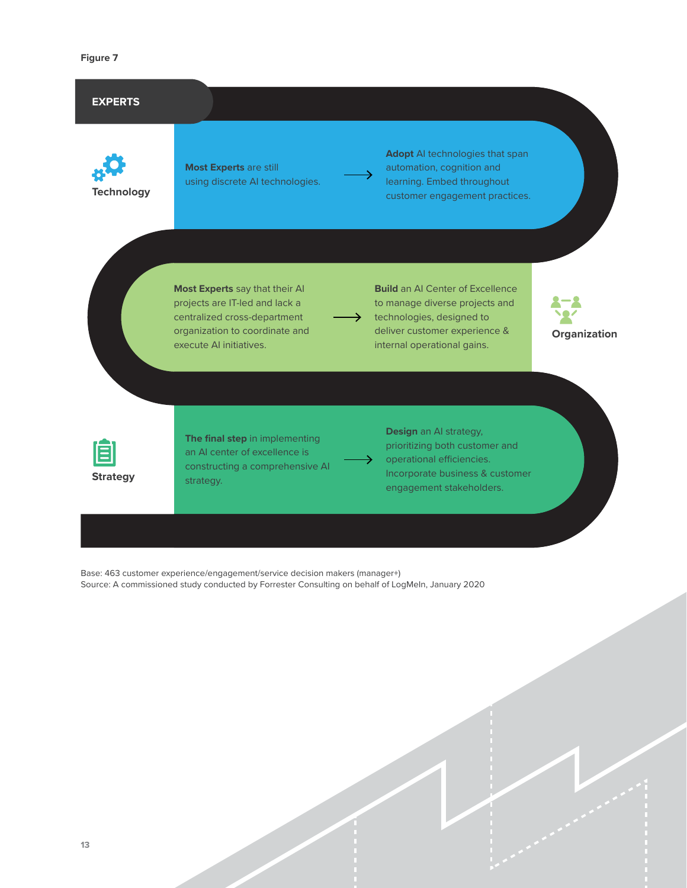Figure 7

**EXPERTS**

**Technology**

**Most Experts** are still using discrete AI technologies. → **Adopt** AI technologies that span automation, cognition and learning. Embed throughout customer engagement practices.

**Organization**

**Most Experts** say that their AI projects are IT-led and lack a centralized cross-department organization to coordinate and execute AI initiatives. → **Build** an AI Center of Excellence to manage diverse projects and technologies, designed to deliver customer experience & internal operational gains.

**Strategy**

**The final step** in implementing an AI center of excellence is constructing a comprehensive AI strategy. → **Design** an AI strategy, prioritizing both customer and operational efficiencies. Incorporate business & customer engagement stakeholders.

Base: 463 customer experience/engagement/service decision makers (manager+)
Source: A commissioned study conducted by Forrester Consulting on behalf of LogMeIn, January 2020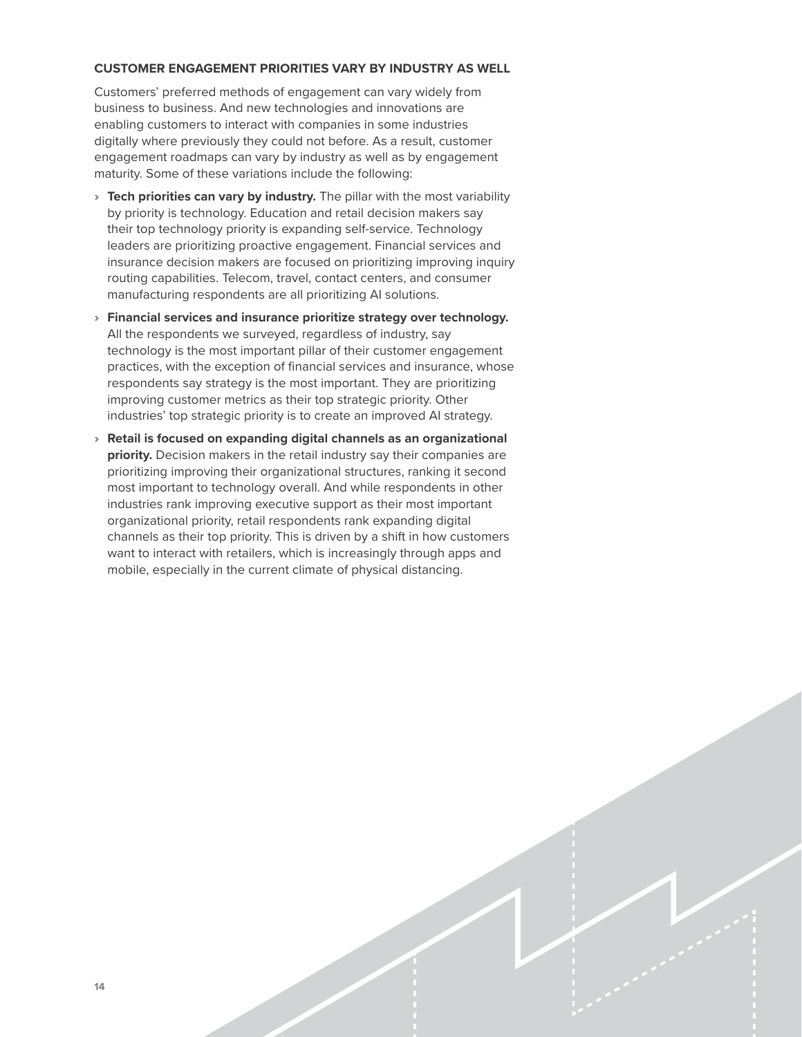### CUSTOMER ENGAGEMENT PRIORITIES VARY BY INDUSTRY AS WELL

Customers' preferred methods of engagement can vary widely from business to business. And new technologies and innovations are enabling customers to interact with companies in some industries digitally where previously they could not before. As a result, customer engagement roadmaps can vary by industry as well as by engagement maturity. Some of these variations include the following:

- **Tech priorities can vary by industry.** The pillar with the most variability by priority is technology. Education and retail decision makers say their top technology priority is expanding self-service. Technology leaders are prioritizing proactive engagement. Financial services and insurance decision makers are focused on prioritizing improving inquiry routing capabilities. Telecom, travel, contact centers, and consumer manufacturing respondents are all prioritizing AI solutions.
- **Financial services and insurance prioritize strategy over technology.** All the respondents we surveyed, regardless of industry, say technology is the most important pillar of their customer engagement practices, with the exception of financial services and insurance, whose respondents say strategy is the most important. They are prioritizing improving customer metrics as their top strategic priority. Other industries' top strategic priority is to create an improved AI strategy.
- **Retail is focused on expanding digital channels as an organizational priority.** Decision makers in the retail industry say their companies are prioritizing improving their organizational structures, ranking it second most important to technology overall. And while respondents in other industries rank improving executive support as their most important organizational priority, retail respondents rank expanding digital channels as their top priority. This is driven by a shift in how customers want to interact with retailers, which is increasingly through apps and mobile, especially in the current climate of physical distancing.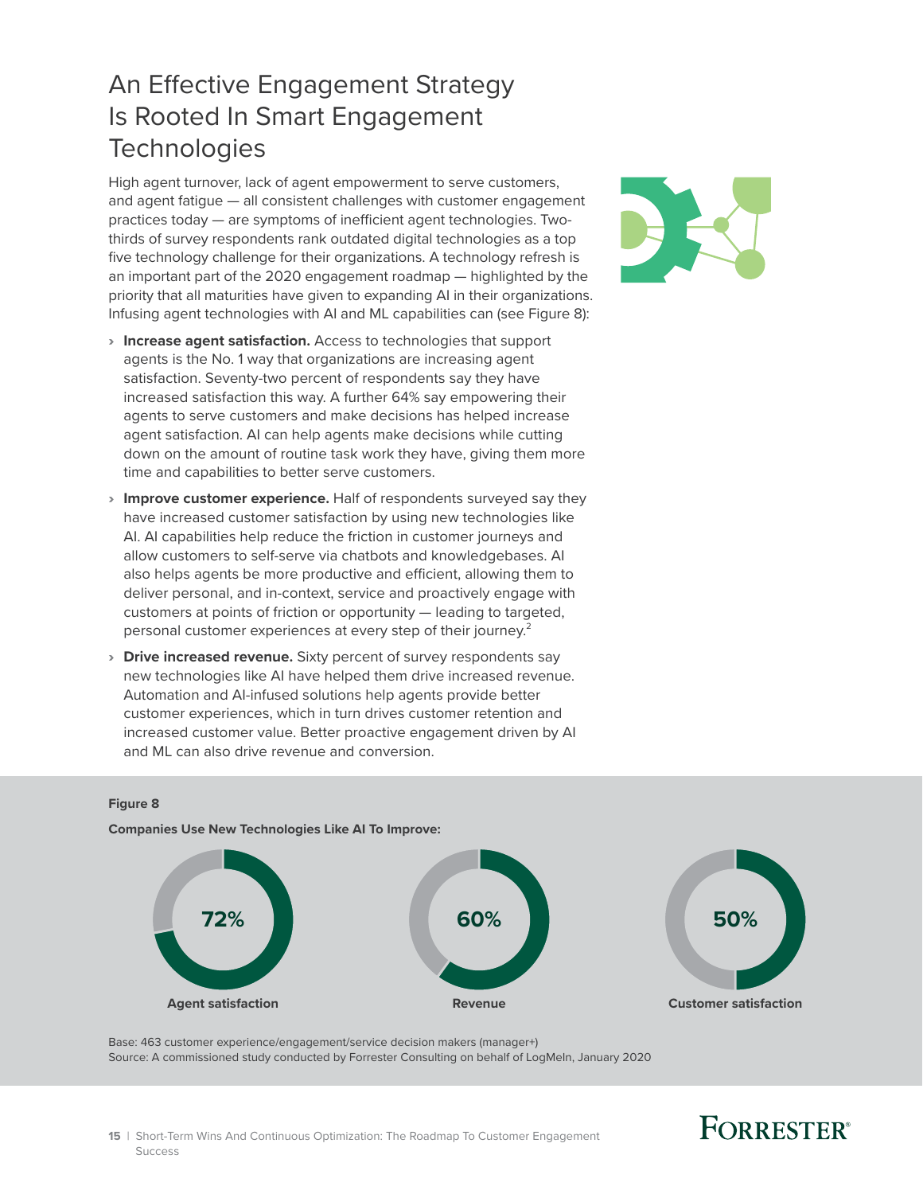# An Effective Engagement Strategy Is Rooted In Smart Engagement Technologies

High agent turnover, lack of agent empowerment to serve customers, and agent fatigue — all consistent challenges with customer engagement practices today — are symptoms of inefficient agent technologies. Two-thirds of survey respondents rank outdated digital technologies as a top five technology challenge for their organizations. A technology refresh is an important part of the 2020 engagement roadmap — highlighted by the priority that all maturities have given to expanding AI in their organizations. Infusing agent technologies with AI and ML capabilities can (see Figure 8):

- **Increase agent satisfaction.** Access to technologies that support agents is the No. 1 way that organizations are increasing agent satisfaction. Seventy-two percent of respondents say they have increased satisfaction this way. A further 64% say empowering their agents to serve customers and make decisions has helped increase agent satisfaction. AI can help agents make decisions while cutting down on the amount of routine task work they have, giving them more time and capabilities to better serve customers.
- **Improve customer experience.** Half of respondents surveyed say they have increased customer satisfaction by using new technologies like AI. AI capabilities help reduce the friction in customer journeys and allow customers to self-serve via chatbots and knowledgebases. AI also helps agents be more productive and efficient, allowing them to deliver personal, and in-context, service and proactively engage with customers at points of friction or opportunity — leading to targeted, personal customer experiences at every step of their journey.[2]
- **Drive increased revenue.** Sixty percent of survey respondents say new technologies like AI have helped them drive increased revenue. Automation and AI-infused solutions help agents provide better customer experiences, which in turn drives customer retention and increased customer value. Better proactive engagement driven by AI and ML can also drive revenue and conversion.

**Figure 8**

**Companies Use New Technologies Like AI To Improve:**

| Agent satisfaction | Revenue | Customer satisfaction |
|---|---|---|
| 72% | 60% | 50% |

Base: 463 customer experience/engagement/service decision makers (manager+)
Source: A commissioned study conducted by Forrester Consulting on behalf of LogMeIn, January 2020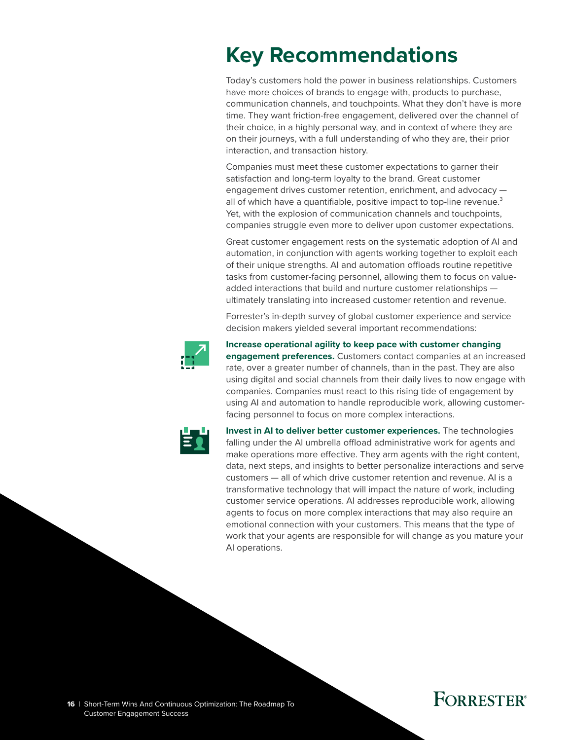# Key Recommendations

Today's customers hold the power in business relationships. Customers have more choices of brands to engage with, products to purchase, communication channels, and touchpoints. What they don't have is more time. They want friction-free engagement, delivered over the channel of their choice, in a highly personal way, and in context of where they are on their journeys, with a full understanding of who they are, their prior interaction, and transaction history.

Companies must meet these customer expectations to garner their satisfaction and long-term loyalty to the brand. Great customer engagement drives customer retention, enrichment, and advocacy — all of which have a quantifiable, positive impact to top-line revenue.[3] Yet, with the explosion of communication channels and touchpoints, companies struggle even more to deliver upon customer expectations.

Great customer engagement rests on the systematic adoption of AI and automation, in conjunction with agents working together to exploit each of their unique strengths. AI and automation offloads routine repetitive tasks from customer-facing personnel, allowing them to focus on value-added interactions that build and nurture customer relationships — ultimately translating into increased customer retention and revenue.

Forrester's in-depth survey of global customer experience and service decision makers yielded several important recommendations:

**Increase operational agility to keep pace with customer changing engagement preferences.** Customers contact companies at an increased rate, over a greater number of channels, than in the past. They are also using digital and social channels from their daily lives to now engage with companies. Companies must react to this rising tide of engagement by using AI and automation to handle reproducible work, allowing customer-facing personnel to focus on more complex interactions.

**Invest in AI to deliver better customer experiences.** The technologies falling under the AI umbrella offload administrative work for agents and make operations more effective. They arm agents with the right content, data, next steps, and insights to better personalize interactions and serve customers — all of which drive customer retention and revenue. AI is a transformative technology that will impact the nature of work, including customer service operations. AI addresses reproducible work, allowing agents to focus on more complex interactions that may also require an emotional connection with your customers. This means that the type of work that your agents are responsible for will change as you mature your AI operations.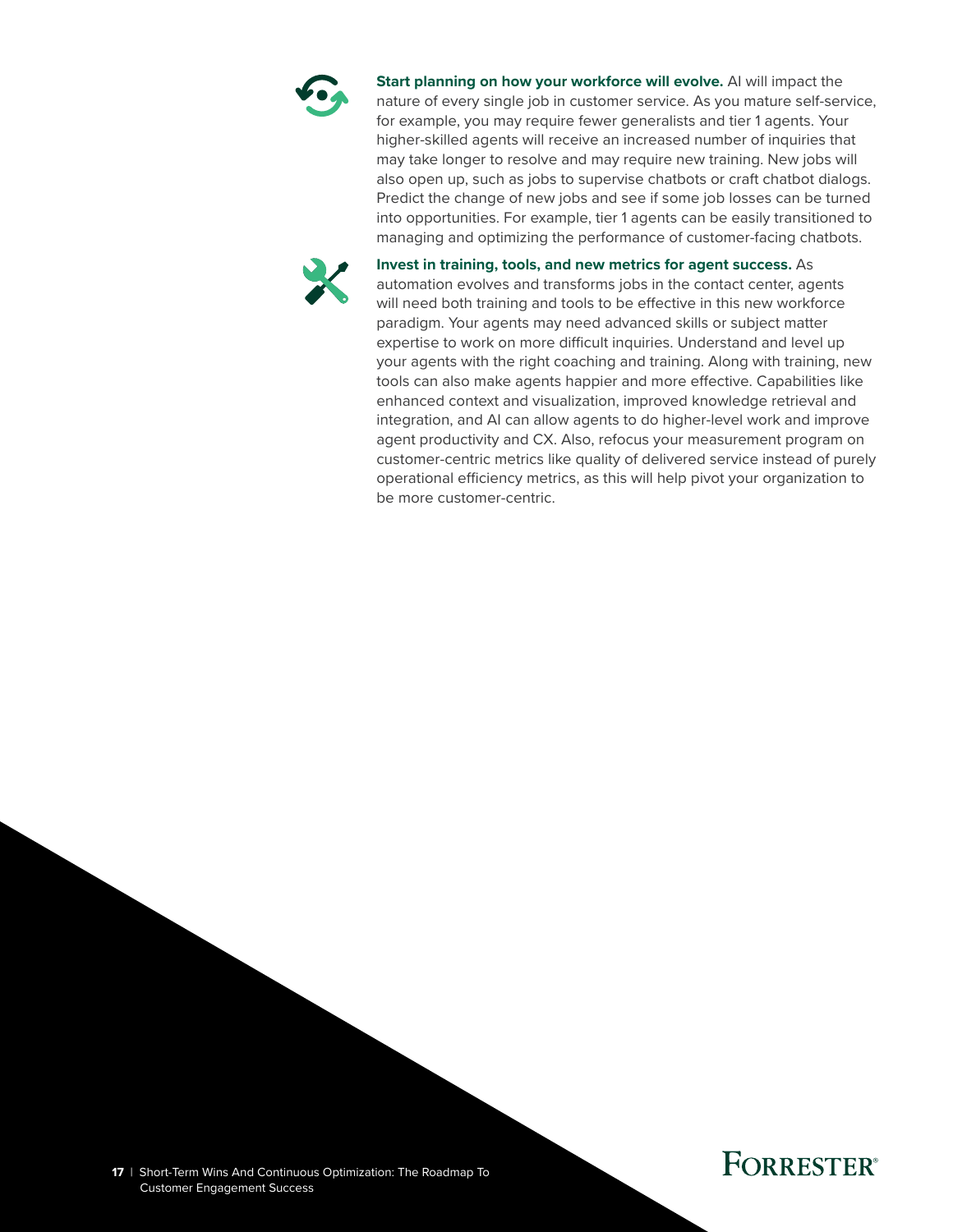**Start planning on how your workforce will evolve.** AI will impact the nature of every single job in customer service. As you mature self-service, for example, you may require fewer generalists and tier 1 agents. Your higher-skilled agents will receive an increased number of inquiries that may take longer to resolve and may require new training. New jobs will also open up, such as jobs to supervise chatbots or craft chatbot dialogs. Predict the change of new jobs and see if some job losses can be turned into opportunities. For example, tier 1 agents can be easily transitioned to managing and optimizing the performance of customer-facing chatbots.

**Invest in training, tools, and new metrics for agent success.** As automation evolves and transforms jobs in the contact center, agents will need both training and tools to be effective in this new workforce paradigm. Your agents may need advanced skills or subject matter expertise to work on more difficult inquiries. Understand and level up your agents with the right coaching and training. Along with training, new tools can also make agents happier and more effective. Capabilities like enhanced context and visualization, improved knowledge retrieval and integration, and AI can allow agents to do higher-level work and improve agent productivity and CX. Also, refocus your measurement program on customer-centric metrics like quality of delivered service instead of purely operational efficiency metrics, as this will help pivot your organization to be more customer-centric.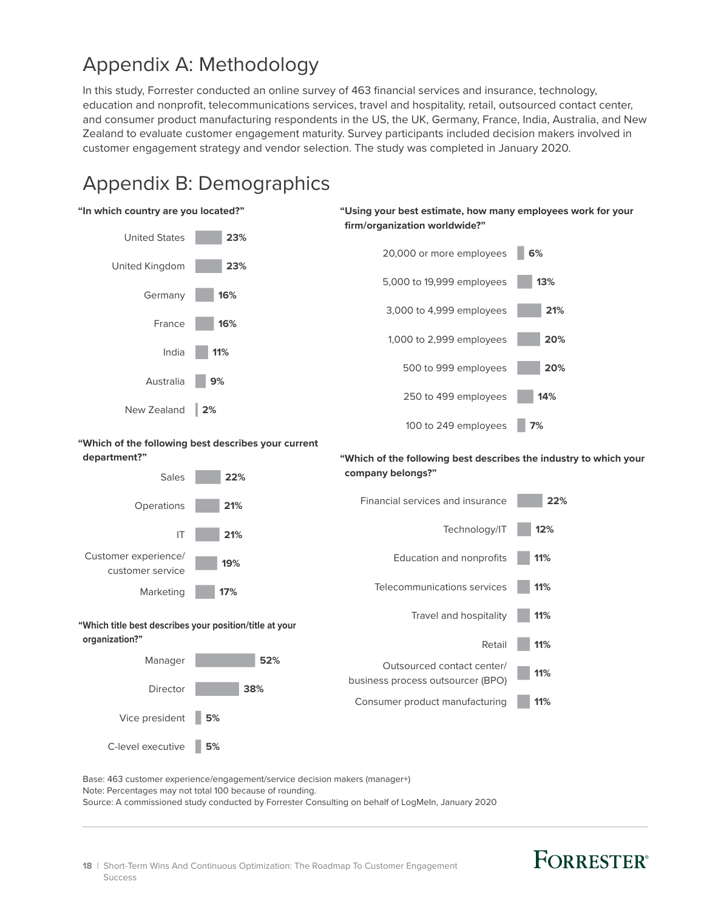# Appendix A: Methodology

In this study, Forrester conducted an online survey of 463 financial services and insurance, technology, education and nonprofit, telecommunications services, travel and hospitality, retail, outsourced contact center, and consumer product manufacturing respondents in the US, the UK, Germany, France, India, Australia, and New Zealand to evaluate customer engagement maturity. Survey participants included decision makers involved in customer engagement strategy and vendor selection. The study was completed in January 2020.

# Appendix B: Demographics

**"In which country are you located?"**

| Country | Percentage |
| --- | --- |
| United States | 23% |
| United Kingdom | 23% |
| Germany | 16% |
| France | 16% |
| India | 11% |
| Australia | 9% |
| New Zealand | 2% |

**"Using your best estimate, how many employees work for your firm/organization worldwide?"**

| Employees | Percentage |
| --- | --- |
| 20,000 or more employees | 6% |
| 5,000 to 19,999 employees | 13% |
| 3,000 to 4,999 employees | 21% |
| 1,000 to 2,999 employees | 20% |
| 500 to 999 employees | 20% |
| 250 to 499 employees | 14% |
| 100 to 249 employees | 7% |

**"Which of the following best describes your current department?"**

| Department | Percentage |
| --- | --- |
| Sales | 22% |
| Operations | 21% |
| IT | 21% |
| Customer experience/customer service | 19% |
| Marketing | 17% |

**"Which of the following best describes the industry to which your company belongs?"**

| Industry | Percentage |
| --- | --- |
| Financial services and insurance | 22% |
| Technology/IT | 12% |
| Education and nonprofits | 11% |
| Telecommunications services | 11% |
| Travel and hospitality | 11% |
| Retail | 11% |
| Outsourced contact center/business process outsourcer (BPO) | 11% |
| Consumer product manufacturing | 11% |

**"Which title best describes your position/title at your organization?"**

| Title | Percentage |
| --- | --- |
| Manager | 52% |
| Director | 38% |
| Vice president | 5% |
| C-level executive | 5% |

Base: 463 customer experience/engagement/service decision makers (manager+)
Note: Percentages may not total 100 because of rounding.
Source: A commissioned study conducted by Forrester Consulting on behalf of LogMeIn, January 2020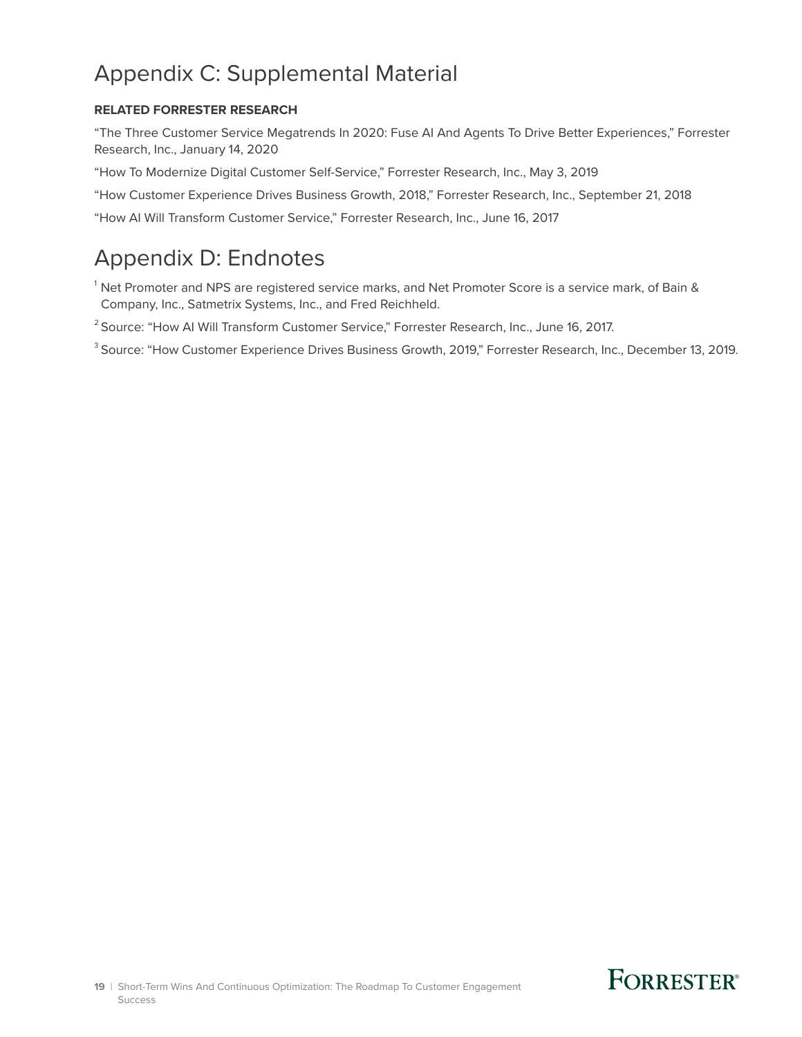# Appendix C: Supplemental Material

**RELATED FORRESTER RESEARCH**

"The Three Customer Service Megatrends In 2020: Fuse AI And Agents To Drive Better Experiences," Forrester Research, Inc., January 14, 2020

"How To Modernize Digital Customer Self-Service," Forrester Research, Inc., May 3, 2019

"How Customer Experience Drives Business Growth, 2018," Forrester Research, Inc., September 21, 2018

"How AI Will Transform Customer Service," Forrester Research, Inc., June 16, 2017

# Appendix D: Endnotes

[1] Net Promoter and NPS are registered service marks, and Net Promoter Score is a service mark, of Bain & Company, Inc., Satmetrix Systems, Inc., and Fred Reichheld.

[2] Source: "How AI Will Transform Customer Service," Forrester Research, Inc., June 16, 2017.

[3] Source: "How Customer Experience Drives Business Growth, 2019," Forrester Research, Inc., December 13, 2019.